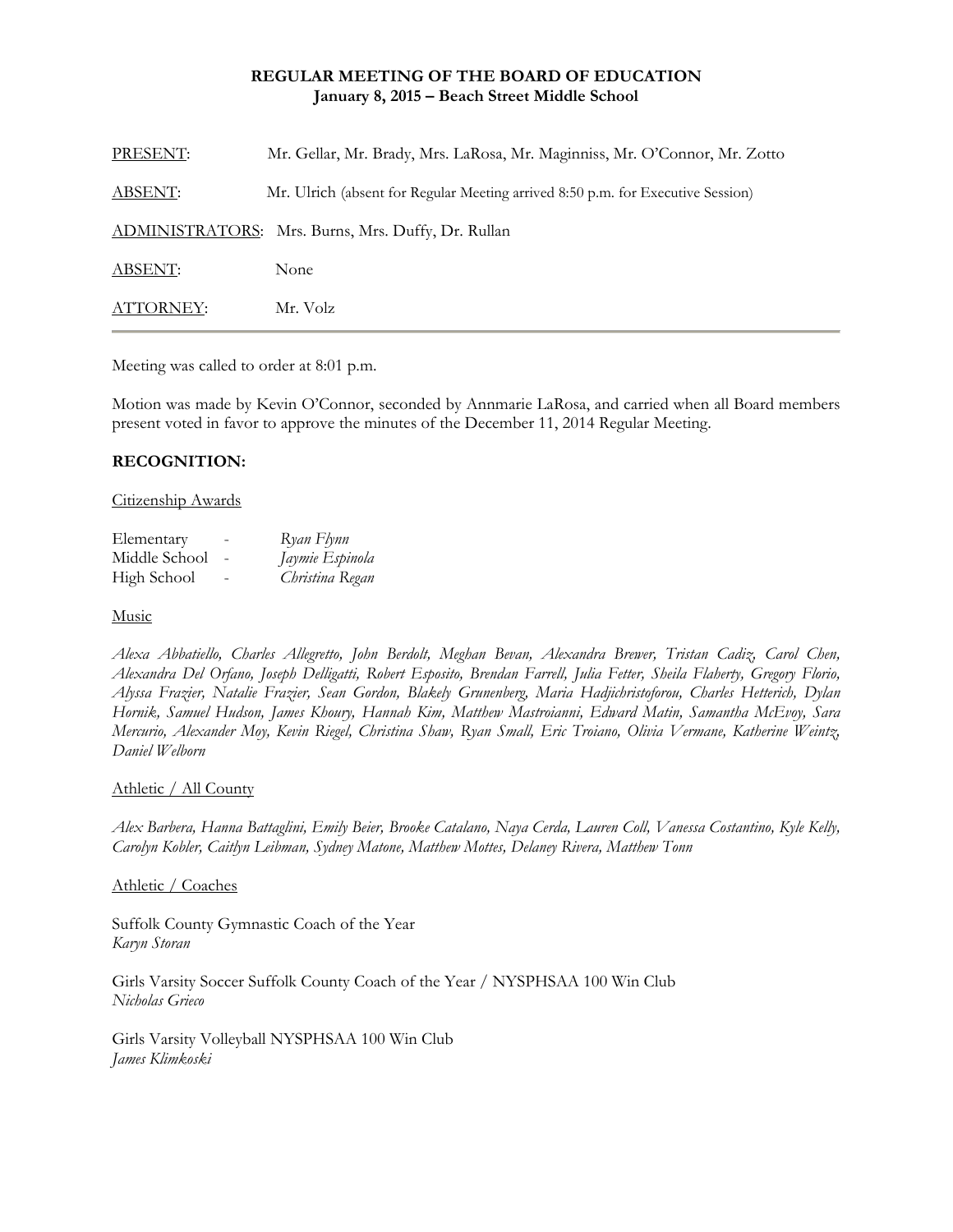# REGULAR MEETING OF THE BOARD OF EDUCATION
## January 8, 2015 – Beach Street Middle School

| | |
|---|---|
| PRESENT: | Mr. Gellar, Mr. Brady, Mrs. LaRosa, Mr. Maginniss, Mr. O'Connor, Mr. Zotto |
| ABSENT: | Mr. Ulrich (absent for Regular Meeting arrived 8:50 p.m. for Executive Session) |
| ADMINISTRATORS: | Mrs. Burns, Mrs. Duffy, Dr. Rullan |
| ABSENT: | None |
| ATTORNEY: | Mr. Volz |

Meeting was called to order at 8:01 p.m.

Motion was made by Kevin O'Connor, seconded by Annmarie LaRosa, and carried when all Board members present voted in favor to approve the minutes of the December 11, 2014 Regular Meeting.

**RECOGNITION:**

Citizenship Awards

| | | |
|---|---|---|
| Elementary | - | *Ryan Flynn* |
| Middle School | - | *Jaymie Espinola* |
| High School | - | *Christina Regan* |

Music

*Alexa Abbatiello, Charles Allegretto, John Berdolt, Meghan Bevan, Alexandra Brewer, Tristan Cadiz, Carol Chen, Alexandra Del Orfano, Joseph Delligatti, Robert Esposito, Brendan Farrell, Julia Fetter, Sheila Flaherty, Gregory Florio, Alyssa Frazier, Natalie Frazier, Sean Gordon, Blakely Grunenberg, Maria Hadjichristoforou, Charles Hetterich, Dylan Hornik, Samuel Hudson, James Khoury, Hannah Kim, Matthew Mastroianni, Edward Matin, Samantha McEvoy, Sara Mercurio, Alexander Moy, Kevin Riegel, Christina Shaw, Ryan Small, Eric Troiano, Olivia Vermane, Katherine Weintz, Daniel Welborn*

Athletic / All County

*Alex Barbera, Hanna Battaglini, Emily Beier, Brooke Catalano, Naya Cerda, Lauren Coll, Vanessa Costantino, Kyle Kelly, Carolyn Kobler, Caitlyn Leibman, Sydney Matone, Matthew Mottes, Delaney Rivera, Matthew Tonn*

Athletic / Coaches

Suffolk County Gymnastic Coach of the Year
*Karyn Storan*

Girls Varsity Soccer Suffolk County Coach of the Year / NYSPHSAA 100 Win Club
*Nicholas Grieco*

Girls Varsity Volleyball NYSPHSAA 100 Win Club
*James Klimkoski*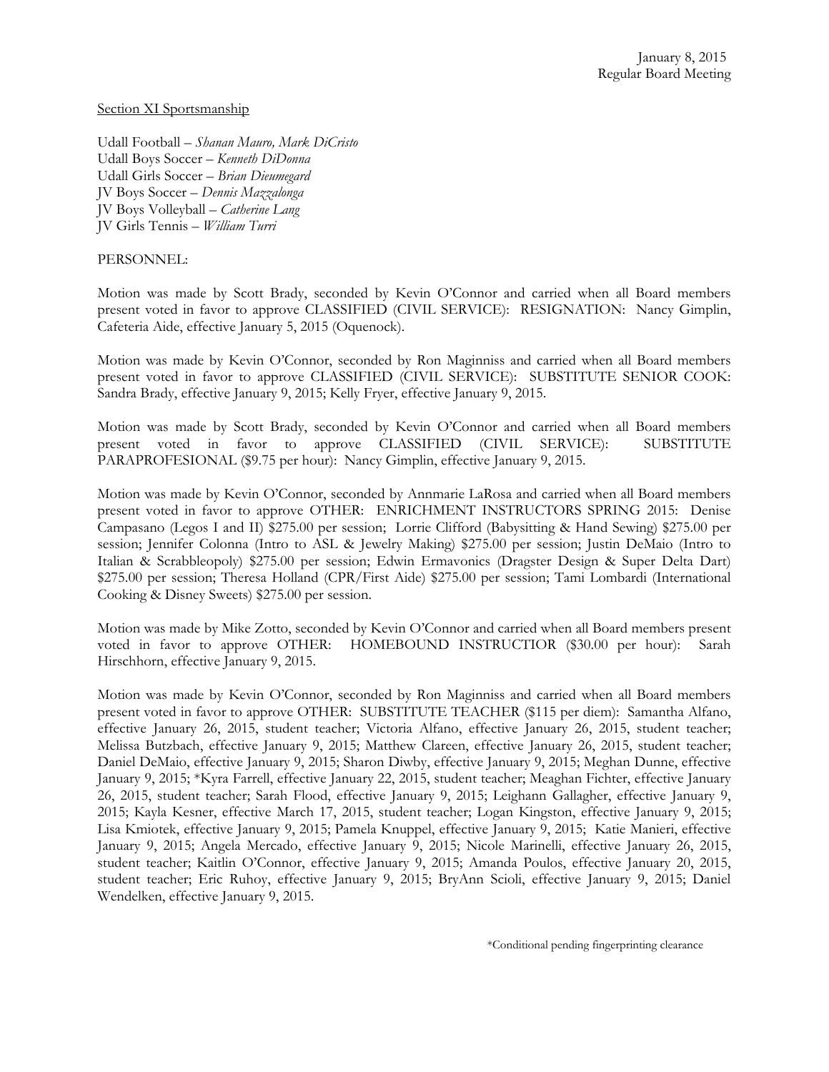Section XI Sportsmanship

Udall Football – *Shanan Mauro, Mark DiCristo*
Udall Boys Soccer – *Kenneth DiDonna*
Udall Girls Soccer – *Brian Dieumegard*
JV Boys Soccer – *Dennis Mazzalonga*
JV Boys Volleyball – *Catherine Lang*
JV Girls Tennis – *William Turri*

PERSONNEL:

Motion was made by Scott Brady, seconded by Kevin O'Connor and carried when all Board members present voted in favor to approve CLASSIFIED (CIVIL SERVICE): RESIGNATION: Nancy Gimplin, Cafeteria Aide, effective January 5, 2015 (Oquenock).

Motion was made by Kevin O'Connor, seconded by Ron Maginniss and carried when all Board members present voted in favor to approve CLASSIFIED (CIVIL SERVICE): SUBSTITUTE SENIOR COOK: Sandra Brady, effective January 9, 2015; Kelly Fryer, effective January 9, 2015.

Motion was made by Scott Brady, seconded by Kevin O'Connor and carried when all Board members present voted in favor to approve CLASSIFIED (CIVIL SERVICE): SUBSTITUTE PARAPROFESIONAL ($9.75 per hour): Nancy Gimplin, effective January 9, 2015.

Motion was made by Kevin O'Connor, seconded by Annmarie LaRosa and carried when all Board members present voted in favor to approve OTHER: ENRICHMENT INSTRUCTORS SPRING 2015: Denise Campasano (Legos I and II) $275.00 per session; Lorrie Clifford (Babysitting & Hand Sewing) $275.00 per session; Jennifer Colonna (Intro to ASL & Jewelry Making) $275.00 per session; Justin DeMaio (Intro to Italian & Scrabbleopoly) $275.00 per session; Edwin Ermavonics (Dragster Design & Super Delta Dart) $275.00 per session; Theresa Holland (CPR/First Aide) $275.00 per session; Tami Lombardi (International Cooking & Disney Sweets) $275.00 per session.

Motion was made by Mike Zotto, seconded by Kevin O'Connor and carried when all Board members present voted in favor to approve OTHER: HOMEBOUND INSTRUCTIOR ($30.00 per hour): Sarah Hirschhorn, effective January 9, 2015.

Motion was made by Kevin O'Connor, seconded by Ron Maginniss and carried when all Board members present voted in favor to approve OTHER: SUBSTITUTE TEACHER ($115 per diem): Samantha Alfano, effective January 26, 2015, student teacher; Victoria Alfano, effective January 26, 2015, student teacher; Melissa Butzbach, effective January 9, 2015; Matthew Clareen, effective January 26, 2015, student teacher; Daniel DeMaio, effective January 9, 2015; Sharon Diwby, effective January 9, 2015; Meghan Dunne, effective January 9, 2015; *Kyra Farrell, effective January 22, 2015, student teacher; Meaghan Fichter, effective January 26, 2015, student teacher; Sarah Flood, effective January 9, 2015; Leighann Gallagher, effective January 9, 2015; Kayla Kesner, effective March 17, 2015, student teacher; Logan Kingston, effective January 9, 2015; Lisa Kmiotek, effective January 9, 2015; Pamela Knuppel, effective January 9, 2015; Katie Manieri, effective January 9, 2015; Angela Mercado, effective January 9, 2015; Nicole Marinelli, effective January 26, 2015, student teacher; Kaitlin O'Connor, effective January 9, 2015; Amanda Poulos, effective January 20, 2015, student teacher; Eric Ruhoy, effective January 9, 2015; BryAnn Scioli, effective January 9, 2015; Daniel Wendelken, effective January 9, 2015.

*Conditional pending fingerprinting clearance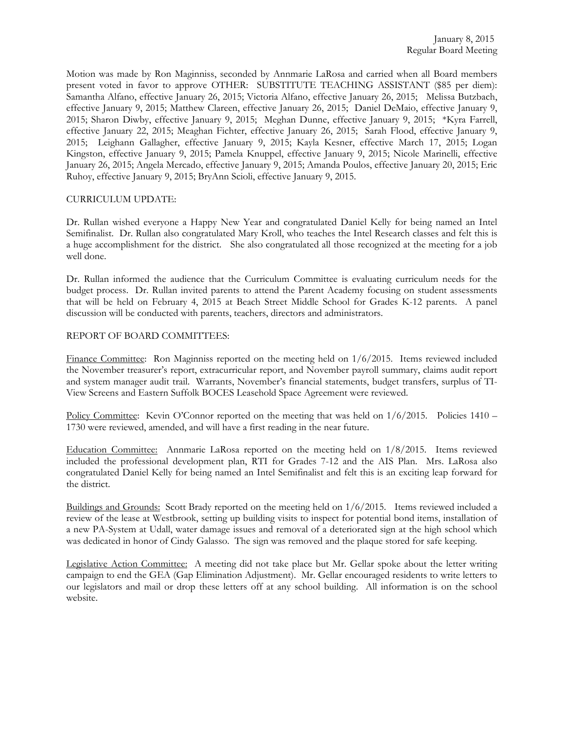Motion was made by Ron Maginniss, seconded by Annmarie LaRosa and carried when all Board members present voted in favor to approve OTHER: SUBSTITUTE TEACHING ASSISTANT ($85 per diem): Samantha Alfano, effective January 26, 2015; Victoria Alfano, effective January 26, 2015; Melissa Butzbach, effective January 9, 2015; Matthew Clareen, effective January 26, 2015; Daniel DeMaio, effective January 9, 2015; Sharon Diwby, effective January 9, 2015; Meghan Dunne, effective January 9, 2015; *Kyra Farrell, effective January 22, 2015; Meaghan Fichter, effective January 26, 2015; Sarah Flood, effective January 9, 2015; Leighann Gallagher, effective January 9, 2015; Kayla Kesner, effective March 17, 2015; Logan Kingston, effective January 9, 2015; Pamela Knuppel, effective January 9, 2015; Nicole Marinelli, effective January 26, 2015; Angela Mercado, effective January 9, 2015; Amanda Poulos, effective January 20, 2015; Eric Ruhoy, effective January 9, 2015; BryAnn Scioli, effective January 9, 2015.

CURRICULUM UPDATE:

Dr. Rullan wished everyone a Happy New Year and congratulated Daniel Kelly for being named an Intel Semifinalist. Dr. Rullan also congratulated Mary Kroll, who teaches the Intel Research classes and felt this is a huge accomplishment for the district. She also congratulated all those recognized at the meeting for a job well done.

Dr. Rullan informed the audience that the Curriculum Committee is evaluating curriculum needs for the budget process. Dr. Rullan invited parents to attend the Parent Academy focusing on student assessments that will be held on February 4, 2015 at Beach Street Middle School for Grades K-12 parents. A panel discussion will be conducted with parents, teachers, directors and administrators.

REPORT OF BOARD COMMITTEES:

Finance Committee: Ron Maginniss reported on the meeting held on 1/6/2015. Items reviewed included the November treasurer's report, extracurricular report, and November payroll summary, claims audit report and system manager audit trail. Warrants, November's financial statements, budget transfers, surplus of TI-View Screens and Eastern Suffolk BOCES Leasehold Space Agreement were reviewed.

Policy Committee: Kevin O'Connor reported on the meeting that was held on 1/6/2015. Policies 1410 – 1730 were reviewed, amended, and will have a first reading in the near future.

Education Committee: Annmarie LaRosa reported on the meeting held on 1/8/2015. Items reviewed included the professional development plan, RTI for Grades 7-12 and the AIS Plan. Mrs. LaRosa also congratulated Daniel Kelly for being named an Intel Semifinalist and felt this is an exciting leap forward for the district.

Buildings and Grounds: Scott Brady reported on the meeting held on 1/6/2015. Items reviewed included a review of the lease at Westbrook, setting up building visits to inspect for potential bond items, installation of a new PA-System at Udall, water damage issues and removal of a deteriorated sign at the high school which was dedicated in honor of Cindy Galasso. The sign was removed and the plaque stored for safe keeping.

Legislative Action Committee: A meeting did not take place but Mr. Gellar spoke about the letter writing campaign to end the GEA (Gap Elimination Adjustment). Mr. Gellar encouraged residents to write letters to our legislators and mail or drop these letters off at any school building. All information is on the school website.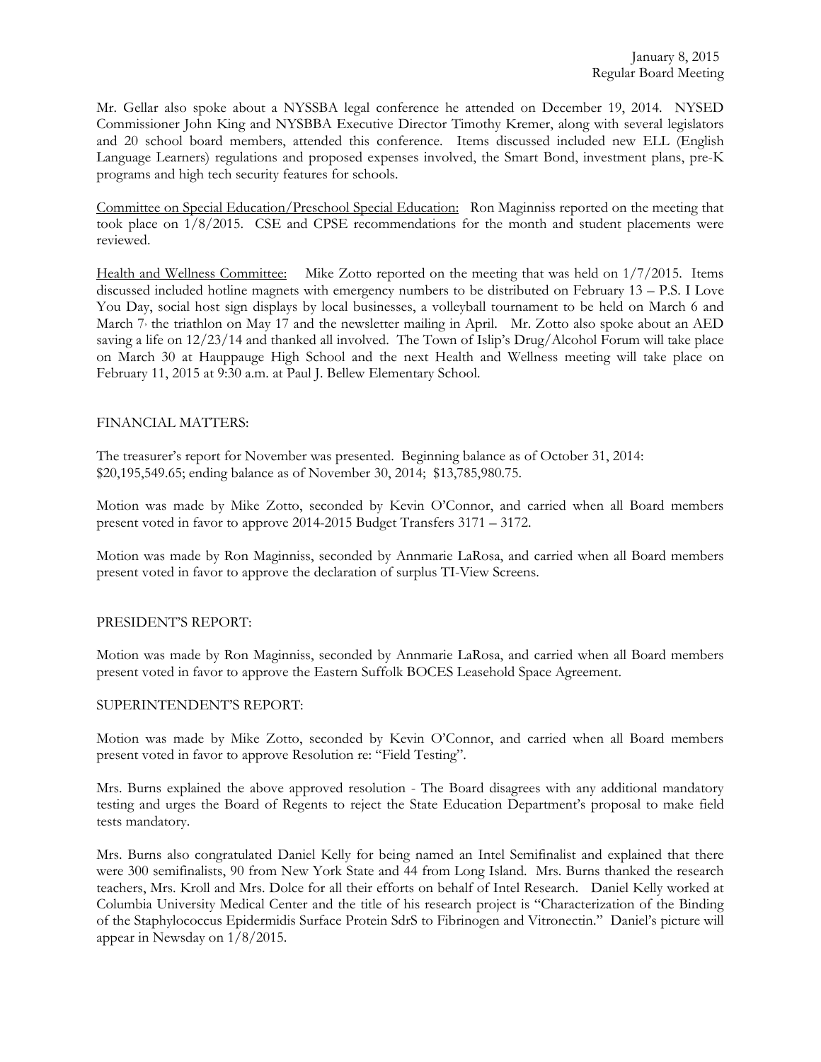Mr. Gellar also spoke about a NYSSBA legal conference he attended on December 19, 2014. NYSED Commissioner John King and NYSBBA Executive Director Timothy Kremer, along with several legislators and 20 school board members, attended this conference. Items discussed included new ELL (English Language Learners) regulations and proposed expenses involved, the Smart Bond, investment plans, pre-K programs and high tech security features for schools.

Committee on Special Education/Preschool Special Education: Ron Maginniss reported on the meeting that took place on 1/8/2015. CSE and CPSE recommendations for the month and student placements were reviewed.

Health and Wellness Committee: Mike Zotto reported on the meeting that was held on 1/7/2015. Items discussed included hotline magnets with emergency numbers to be distributed on February 13 – P.S. I Love You Day, social host sign displays by local businesses, a volleyball tournament to be held on March 6 and March 7, the triathlon on May 17 and the newsletter mailing in April. Mr. Zotto also spoke about an AED saving a life on 12/23/14 and thanked all involved. The Town of Islip's Drug/Alcohol Forum will take place on March 30 at Hauppauge High School and the next Health and Wellness meeting will take place on February 11, 2015 at 9:30 a.m. at Paul J. Bellew Elementary School.

FINANCIAL MATTERS:

The treasurer's report for November was presented. Beginning balance as of October 31, 2014: $20,195,549.65; ending balance as of November 30, 2014; $13,785,980.75.

Motion was made by Mike Zotto, seconded by Kevin O'Connor, and carried when all Board members present voted in favor to approve 2014-2015 Budget Transfers 3171 – 3172.

Motion was made by Ron Maginniss, seconded by Annmarie LaRosa, and carried when all Board members present voted in favor to approve the declaration of surplus TI-View Screens.

PRESIDENT'S REPORT:

Motion was made by Ron Maginniss, seconded by Annmarie LaRosa, and carried when all Board members present voted in favor to approve the Eastern Suffolk BOCES Leasehold Space Agreement.

SUPERINTENDENT'S REPORT:

Motion was made by Mike Zotto, seconded by Kevin O'Connor, and carried when all Board members present voted in favor to approve Resolution re: "Field Testing".

Mrs. Burns explained the above approved resolution - The Board disagrees with any additional mandatory testing and urges the Board of Regents to reject the State Education Department's proposal to make field tests mandatory.

Mrs. Burns also congratulated Daniel Kelly for being named an Intel Semifinalist and explained that there were 300 semifinalists, 90 from New York State and 44 from Long Island. Mrs. Burns thanked the research teachers, Mrs. Kroll and Mrs. Dolce for all their efforts on behalf of Intel Research. Daniel Kelly worked at Columbia University Medical Center and the title of his research project is "Characterization of the Binding of the Staphylococcus Epidermidis Surface Protein SdrS to Fibrinogen and Vitronectin." Daniel's picture will appear in Newsday on 1/8/2015.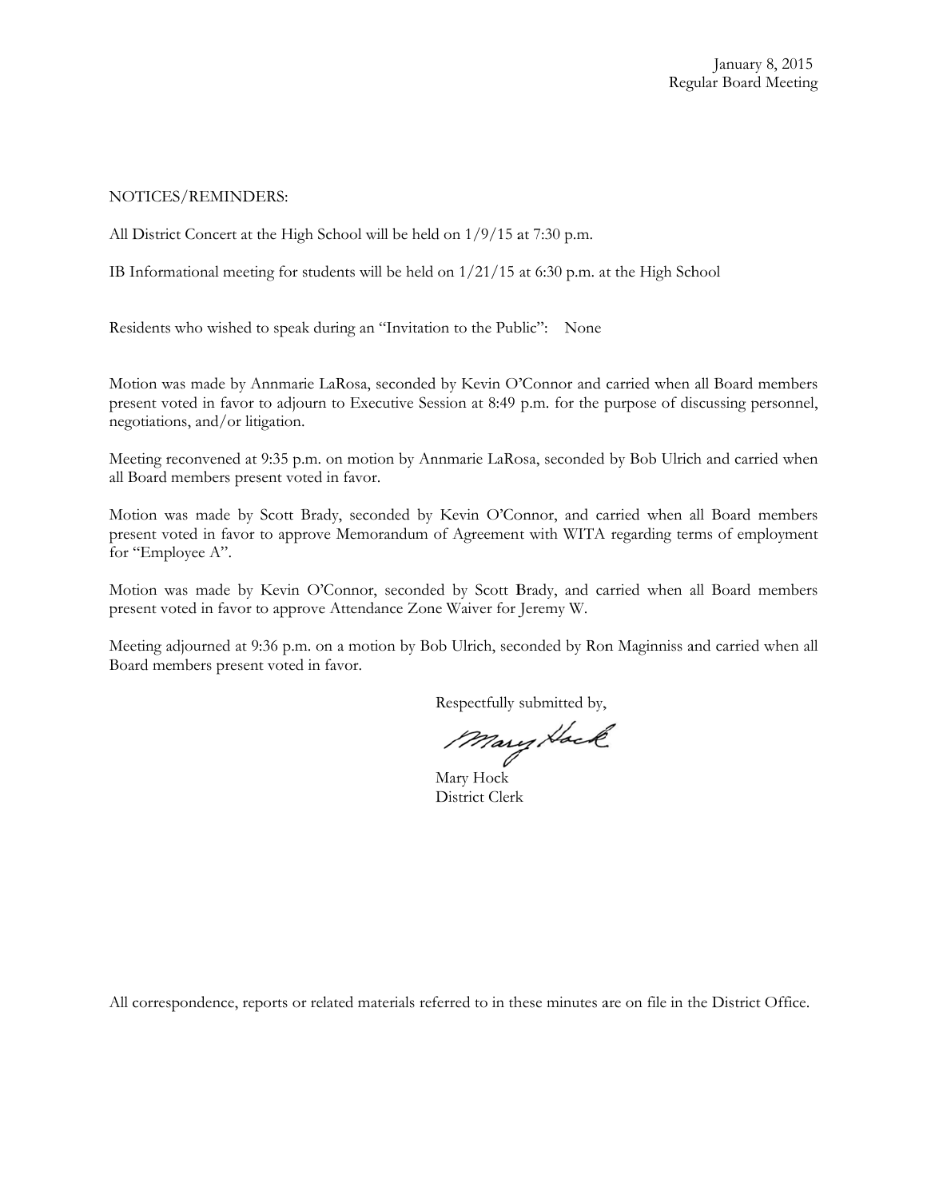NOTICES/REMINDERS:

All District Concert at the High School will be held on 1/9/15 at 7:30 p.m.

IB Informational meeting for students will be held on 1/21/15 at 6:30 p.m. at the High School

Residents who wished to speak during an "Invitation to the Public": None

Motion was made by Annmarie LaRosa, seconded by Kevin O'Connor and carried when all Board members present voted in favor to adjourn to Executive Session at 8:49 p.m. for the purpose of discussing personnel, negotiations, and/or litigation.

Meeting reconvened at 9:35 p.m. on motion by Annmarie LaRosa, seconded by Bob Ulrich and carried when all Board members present voted in favor.

Motion was made by Scott Brady, seconded by Kevin O'Connor, and carried when all Board members present voted in favor to approve Memorandum of Agreement with WITA regarding terms of employment for "Employee A".

Motion was made by Kevin O'Connor, seconded by Scott Brady, and carried when all Board members present voted in favor to approve Attendance Zone Waiver for Jeremy W.

Meeting adjourned at 9:36 p.m. on a motion by Bob Ulrich, seconded by Ron Maginniss and carried when all Board members present voted in favor.

Respectfully submitted by,

Mary Hock
District Clerk

All correspondence, reports or related materials referred to in these minutes are on file in the District Office.